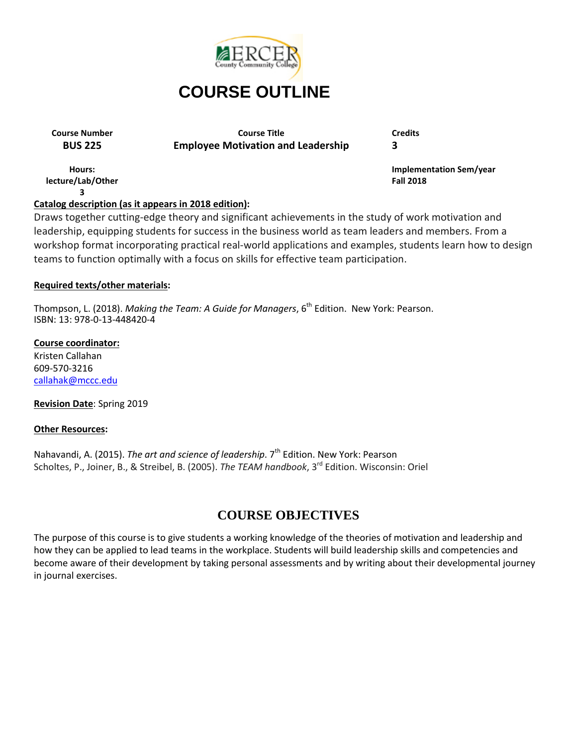# COURSE OUTLINE

| Course Number | Course Title | Credits |
|---|---|---|
| **BUS 225** | **Employee Motivation and Leadership** | **3** |

| Hours: lecture/Lab/Other | Implementation Sem/year |
|---|---|
| **3** | **Fall 2018** |

**Catalog description (as it appears in 2018 edition):**

Draws together cutting-edge theory and significant achievements in the study of work motivation and leadership, equipping students for success in the business world as team leaders and members. From a workshop format incorporating practical real-world applications and examples, students learn how to design teams to function optimally with a focus on skills for effective team participation.

**Required texts/other materials:**

Thompson, L. (2018). *Making the Team: A Guide for Managers*, 6th Edition. New York: Pearson.
ISBN: 13: 978-0-13-448420-4

**Course coordinator:**
Kristen Callahan
609-570-3216
callahak@mccc.edu

**Revision Date**: Spring 2019

**Other Resources:**

Nahavandi, A. (2015). *The art and science of leadership*. 7th Edition. New York: Pearson
Scholtes, P., Joiner, B., & Streibel, B. (2005). *The TEAM handbook*, 3rd Edition. Wisconsin: Oriel

## COURSE OBJECTIVES

The purpose of this course is to give students a working knowledge of the theories of motivation and leadership and how they can be applied to lead teams in the workplace. Students will build leadership skills and competencies and become aware of their development by taking personal assessments and by writing about their developmental journey in journal exercises.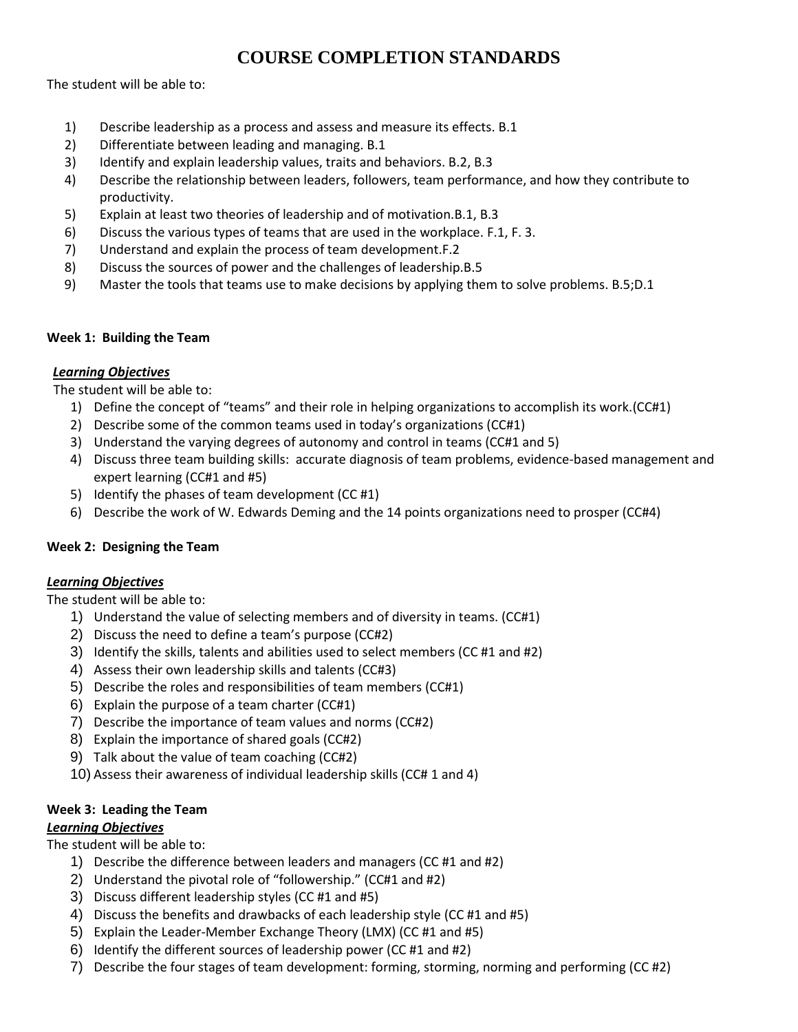# COURSE COMPLETION STANDARDS

The student will be able to:

1) Describe leadership as a process and assess and measure its effects. B.1
2) Differentiate between leading and managing. B.1
3) Identify and explain leadership values, traits and behaviors. B.2, B.3
4) Describe the relationship between leaders, followers, team performance, and how they contribute to productivity.
5) Explain at least two theories of leadership and of motivation.B.1, B.3
6) Discuss the various types of teams that are used in the workplace. F.1, F. 3.
7) Understand and explain the process of team development.F.2
8) Discuss the sources of power and the challenges of leadership.B.5
9) Master the tools that teams use to make decisions by applying them to solve problems. B.5;D.1

**Week 1: Building the Team**

***Learning Objectives***

The student will be able to:

1) Define the concept of "teams" and their role in helping organizations to accomplish its work.(CC#1)
2) Describe some of the common teams used in today's organizations (CC#1)
3) Understand the varying degrees of autonomy and control in teams (CC#1 and 5)
4) Discuss three team building skills: accurate diagnosis of team problems, evidence-based management and expert learning (CC#1 and #5)
5) Identify the phases of team development (CC #1)
6) Describe the work of W. Edwards Deming and the 14 points organizations need to prosper (CC#4)

**Week 2: Designing the Team**

***Learning Objectives***

The student will be able to:

1) Understand the value of selecting members and of diversity in teams. (CC#1)
2) Discuss the need to define a team's purpose (CC#2)
3) Identify the skills, talents and abilities used to select members (CC #1 and #2)
4) Assess their own leadership skills and talents (CC#3)
5) Describe the roles and responsibilities of team members (CC#1)
6) Explain the purpose of a team charter (CC#1)
7) Describe the importance of team values and norms (CC#2)
8) Explain the importance of shared goals (CC#2)
9) Talk about the value of team coaching (CC#2)
10) Assess their awareness of individual leadership skills (CC# 1 and 4)

**Week 3: Leading the Team**

***Learning Objectives***

The student will be able to:

1) Describe the difference between leaders and managers (CC #1 and #2)
2) Understand the pivotal role of "followership." (CC#1 and #2)
3) Discuss different leadership styles (CC #1 and #5)
4) Discuss the benefits and drawbacks of each leadership style (CC #1 and #5)
5) Explain the Leader-Member Exchange Theory (LMX) (CC #1 and #5)
6) Identify the different sources of leadership power (CC #1 and #2)
7) Describe the four stages of team development: forming, storming, norming and performing (CC #2)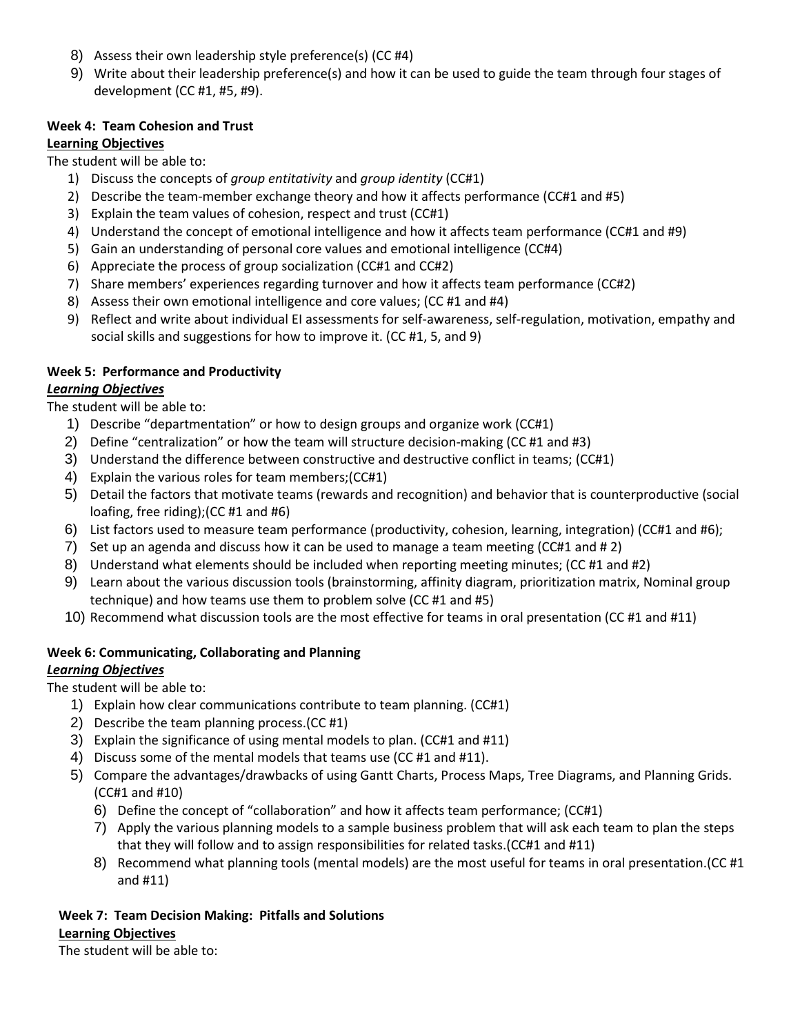8) Assess their own leadership style preference(s) (CC #4)
9) Write about their leadership preference(s) and how it can be used to guide the team through four stages of development (CC #1, #5, #9).

**Week 4: Team Cohesion and Trust**

**Learning Objectives**

The student will be able to:

1) Discuss the concepts of *group entitativity* and *group identity* (CC#1)
2) Describe the team-member exchange theory and how it affects performance (CC#1 and #5)
3) Explain the team values of cohesion, respect and trust (CC#1)
4) Understand the concept of emotional intelligence and how it affects team performance (CC#1 and #9)
5) Gain an understanding of personal core values and emotional intelligence (CC#4)
6) Appreciate the process of group socialization (CC#1 and CC#2)
7) Share members' experiences regarding turnover and how it affects team performance (CC#2)
8) Assess their own emotional intelligence and core values; (CC #1 and #4)
9) Reflect and write about individual EI assessments for self-awareness, self-regulation, motivation, empathy and social skills and suggestions for how to improve it. (CC #1, 5, and 9)

**Week 5: Performance and Productivity**

***Learning Objectives***

The student will be able to:

1) Describe "departmentation" or how to design groups and organize work (CC#1)
2) Define "centralization" or how the team will structure decision-making (CC #1 and #3)
3) Understand the difference between constructive and destructive conflict in teams; (CC#1)
4) Explain the various roles for team members;(CC#1)
5) Detail the factors that motivate teams (rewards and recognition) and behavior that is counterproductive (social loafing, free riding);(CC #1 and #6)
6) List factors used to measure team performance (productivity, cohesion, learning, integration) (CC#1 and #6);
7) Set up an agenda and discuss how it can be used to manage a team meeting (CC#1 and # 2)
8) Understand what elements should be included when reporting meeting minutes; (CC #1 and #2)
9) Learn about the various discussion tools (brainstorming, affinity diagram, prioritization matrix, Nominal group technique) and how teams use them to problem solve (CC #1 and #5)
10) Recommend what discussion tools are the most effective for teams in oral presentation (CC #1 and #11)

**Week 6: Communicating, Collaborating and Planning**

***Learning Objectives***

The student will be able to:

1) Explain how clear communications contribute to team planning. (CC#1)
2) Describe the team planning process.(CC #1)
3) Explain the significance of using mental models to plan. (CC#1 and #11)
4) Discuss some of the mental models that teams use (CC #1 and #11).
5) Compare the advantages/drawbacks of using Gantt Charts, Process Maps, Tree Diagrams, and Planning Grids. (CC#1 and #10)
6) Define the concept of "collaboration" and how it affects team performance; (CC#1)
7) Apply the various planning models to a sample business problem that will ask each team to plan the steps that they will follow and to assign responsibilities for related tasks.(CC#1 and #11)
8) Recommend what planning tools (mental models) are the most useful for teams in oral presentation.(CC #1 and #11)

**Week 7: Team Decision Making: Pitfalls and Solutions**

**Learning Objectives**

The student will be able to: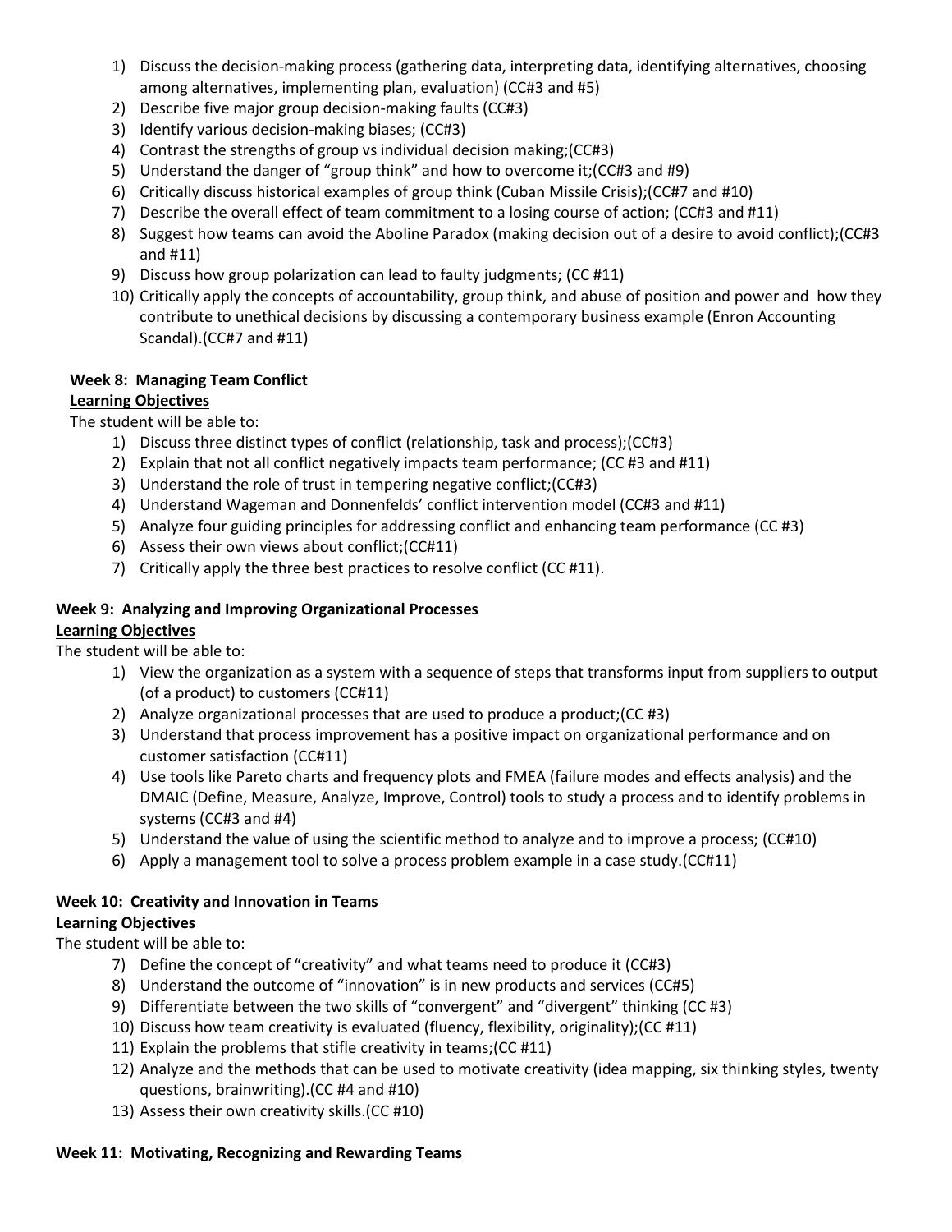1) Discuss the decision-making process (gathering data, interpreting data, identifying alternatives, choosing among alternatives, implementing plan, evaluation) (CC#3 and #5)
2) Describe five major group decision-making faults (CC#3)
3) Identify various decision-making biases; (CC#3)
4) Contrast the strengths of group vs individual decision making;(CC#3)
5) Understand the danger of "group think" and how to overcome it;(CC#3 and #9)
6) Critically discuss historical examples of group think (Cuban Missile Crisis);(CC#7 and #10)
7) Describe the overall effect of team commitment to a losing course of action; (CC#3 and #11)
8) Suggest how teams can avoid the Aboline Paradox (making decision out of a desire to avoid conflict);(CC#3 and #11)
9) Discuss how group polarization can lead to faulty judgments; (CC #11)
10) Critically apply the concepts of accountability, group think, and abuse of position and power and how they contribute to unethical decisions by discussing a contemporary business example (Enron Accounting Scandal).(CC#7 and #11)

**Week 8: Managing Team Conflict**

**Learning Objectives**

The student will be able to:

1) Discuss three distinct types of conflict (relationship, task and process);(CC#3)
2) Explain that not all conflict negatively impacts team performance; (CC #3 and #11)
3) Understand the role of trust in tempering negative conflict;(CC#3)
4) Understand Wageman and Donnenfelds' conflict intervention model (CC#3 and #11)
5) Analyze four guiding principles for addressing conflict and enhancing team performance (CC #3)
6) Assess their own views about conflict;(CC#11)
7) Critically apply the three best practices to resolve conflict (CC #11).

**Week 9: Analyzing and Improving Organizational Processes**

**Learning Objectives**

The student will be able to:

1) View the organization as a system with a sequence of steps that transforms input from suppliers to output (of a product) to customers (CC#11)
2) Analyze organizational processes that are used to produce a product;(CC #3)
3) Understand that process improvement has a positive impact on organizational performance and on customer satisfaction (CC#11)
4) Use tools like Pareto charts and frequency plots and FMEA (failure modes and effects analysis) and the DMAIC (Define, Measure, Analyze, Improve, Control) tools to study a process and to identify problems in systems (CC#3 and #4)
5) Understand the value of using the scientific method to analyze and to improve a process; (CC#10)
6) Apply a management tool to solve a process problem example in a case study.(CC#11)

**Week 10: Creativity and Innovation in Teams**

**Learning Objectives**

The student will be able to:

7) Define the concept of "creativity" and what teams need to produce it (CC#3)
8) Understand the outcome of "innovation" is in new products and services (CC#5)
9) Differentiate between the two skills of "convergent" and "divergent" thinking (CC #3)
10) Discuss how team creativity is evaluated (fluency, flexibility, originality);(CC #11)
11) Explain the problems that stifle creativity in teams;(CC #11)
12) Analyze and the methods that can be used to motivate creativity (idea mapping, six thinking styles, twenty questions, brainwriting).(CC #4 and #10)
13) Assess their own creativity skills.(CC #10)

**Week 11: Motivating, Recognizing and Rewarding Teams**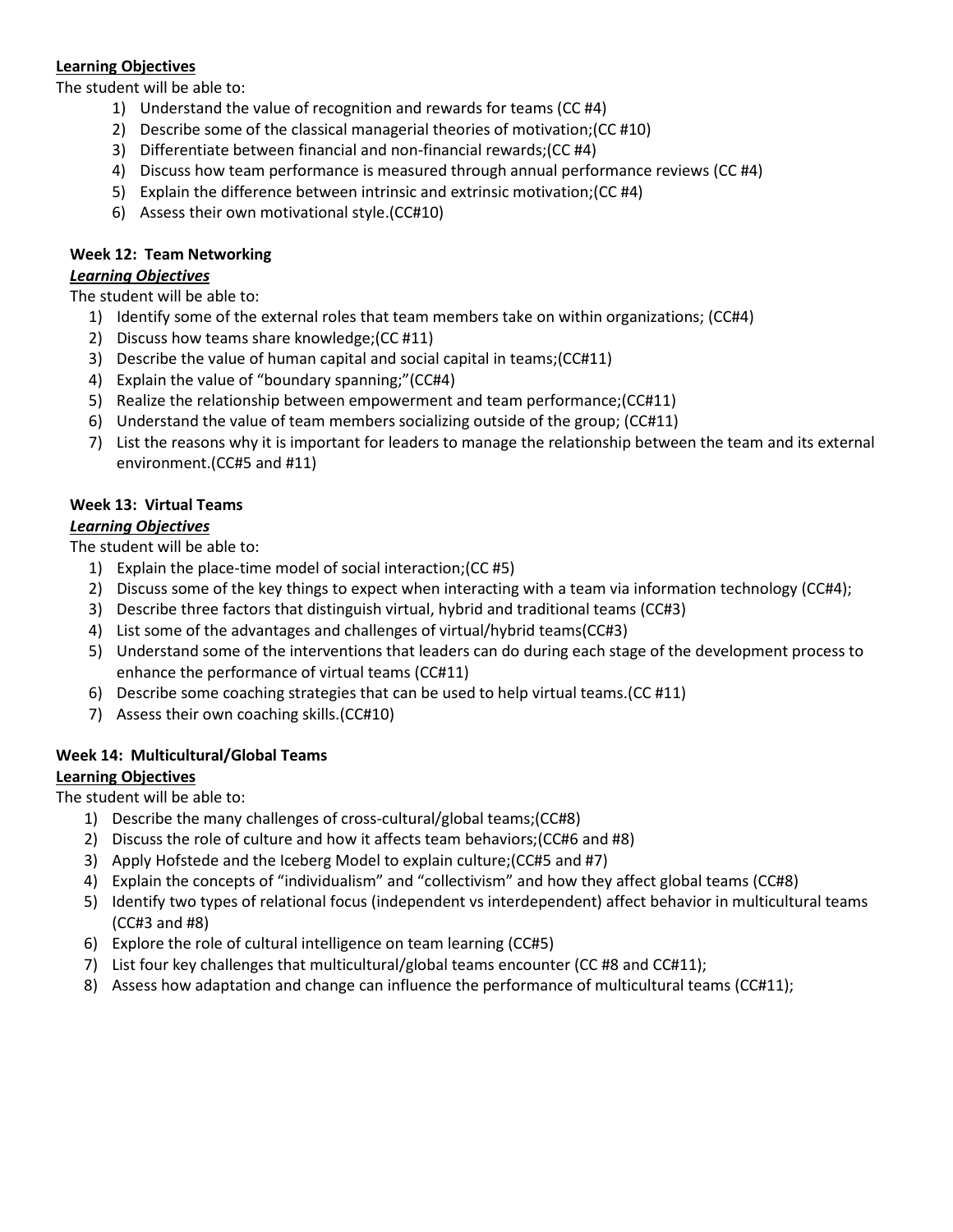**Learning Objectives**

The student will be able to:

1) Understand the value of recognition and rewards for teams (CC #4)
2) Describe some of the classical managerial theories of motivation;(CC #10)
3) Differentiate between financial and non-financial rewards;(CC #4)
4) Discuss how team performance is measured through annual performance reviews (CC #4)
5) Explain the difference between intrinsic and extrinsic motivation;(CC #4)
6) Assess their own motivational style.(CC#10)

**Week 12: Team Networking**

***Learning Objectives***

The student will be able to:

1) Identify some of the external roles that team members take on within organizations; (CC#4)
2) Discuss how teams share knowledge;(CC #11)
3) Describe the value of human capital and social capital in teams;(CC#11)
4) Explain the value of "boundary spanning;"(CC#4)
5) Realize the relationship between empowerment and team performance;(CC#11)
6) Understand the value of team members socializing outside of the group; (CC#11)
7) List the reasons why it is important for leaders to manage the relationship between the team and its external environment.(CC#5 and #11)

**Week 13: Virtual Teams**

***Learning Objectives***

The student will be able to:

1) Explain the place-time model of social interaction;(CC #5)
2) Discuss some of the key things to expect when interacting with a team via information technology (CC#4);
3) Describe three factors that distinguish virtual, hybrid and traditional teams (CC#3)
4) List some of the advantages and challenges of virtual/hybrid teams(CC#3)
5) Understand some of the interventions that leaders can do during each stage of the development process to enhance the performance of virtual teams (CC#11)
6) Describe some coaching strategies that can be used to help virtual teams.(CC #11)
7) Assess their own coaching skills.(CC#10)

**Week 14: Multicultural/Global Teams**

**Learning Objectives**

The student will be able to:

1) Describe the many challenges of cross-cultural/global teams;(CC#8)
2) Discuss the role of culture and how it affects team behaviors;(CC#6 and #8)
3) Apply Hofstede and the Iceberg Model to explain culture;(CC#5 and #7)
4) Explain the concepts of "individualism" and "collectivism" and how they affect global teams (CC#8)
5) Identify two types of relational focus (independent vs interdependent) affect behavior in multicultural teams (CC#3 and #8)
6) Explore the role of cultural intelligence on team learning (CC#5)
7) List four key challenges that multicultural/global teams encounter (CC #8 and CC#11);
8) Assess how adaptation and change can influence the performance of multicultural teams (CC#11);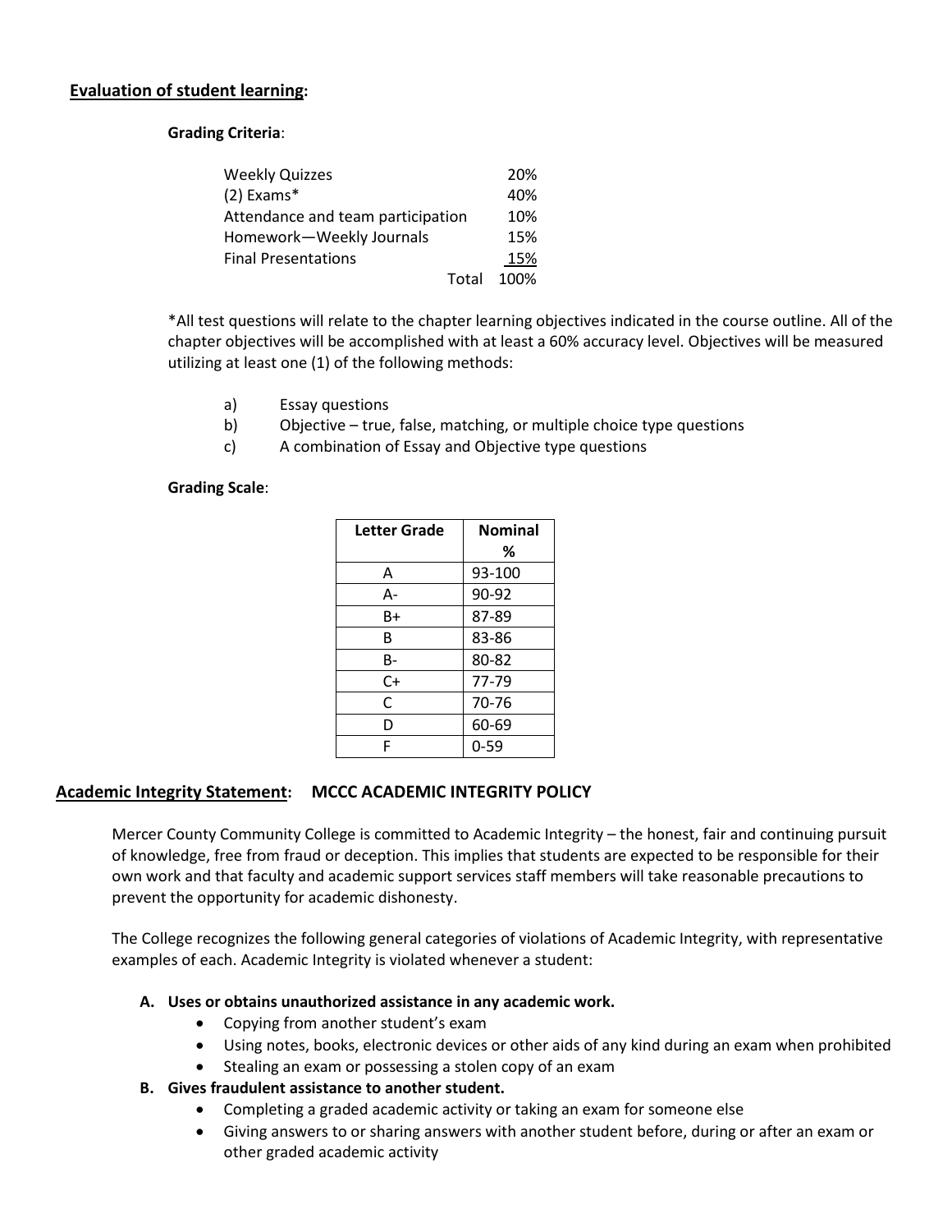## **Evaluation of student learning:**

**Grading Criteria**:

| Item | Weight |
|---|---|
| Weekly Quizzes | 20% |
| (2) Exams* | 40% |
| Attendance and team participation | 10% |
| Homework—Weekly Journals | 15% |
| Final Presentations | 15% |
| Total | 100% |

*All test questions will relate to the chapter learning objectives indicated in the course outline. All of the chapter objectives will be accomplished with at least a 60% accuracy level. Objectives will be measured utilizing at least one (1) of the following methods:

a) Essay questions
b) Objective – true, false, matching, or multiple choice type questions
c) A combination of Essay and Objective type questions

**Grading Scale**:

| Letter Grade | Nominal % |
|---|---|
| A | 93-100 |
| A- | 90-92 |
| B+ | 87-89 |
| B | 83-86 |
| B- | 80-82 |
| C+ | 77-79 |
| C | 70-76 |
| D | 60-69 |
| F | 0-59 |

## **Academic Integrity Statement: MCCC ACADEMIC INTEGRITY POLICY**

Mercer County Community College is committed to Academic Integrity – the honest, fair and continuing pursuit of knowledge, free from fraud or deception. This implies that students are expected to be responsible for their own work and that faculty and academic support services staff members will take reasonable precautions to prevent the opportunity for academic dishonesty.

The College recognizes the following general categories of violations of Academic Integrity, with representative examples of each. Academic Integrity is violated whenever a student:

**A. Uses or obtains unauthorized assistance in any academic work.**
- Copying from another student's exam
- Using notes, books, electronic devices or other aids of any kind during an exam when prohibited
- Stealing an exam or possessing a stolen copy of an exam

**B. Gives fraudulent assistance to another student.**
- Completing a graded academic activity or taking an exam for someone else
- Giving answers to or sharing answers with another student before, during or after an exam or other graded academic activity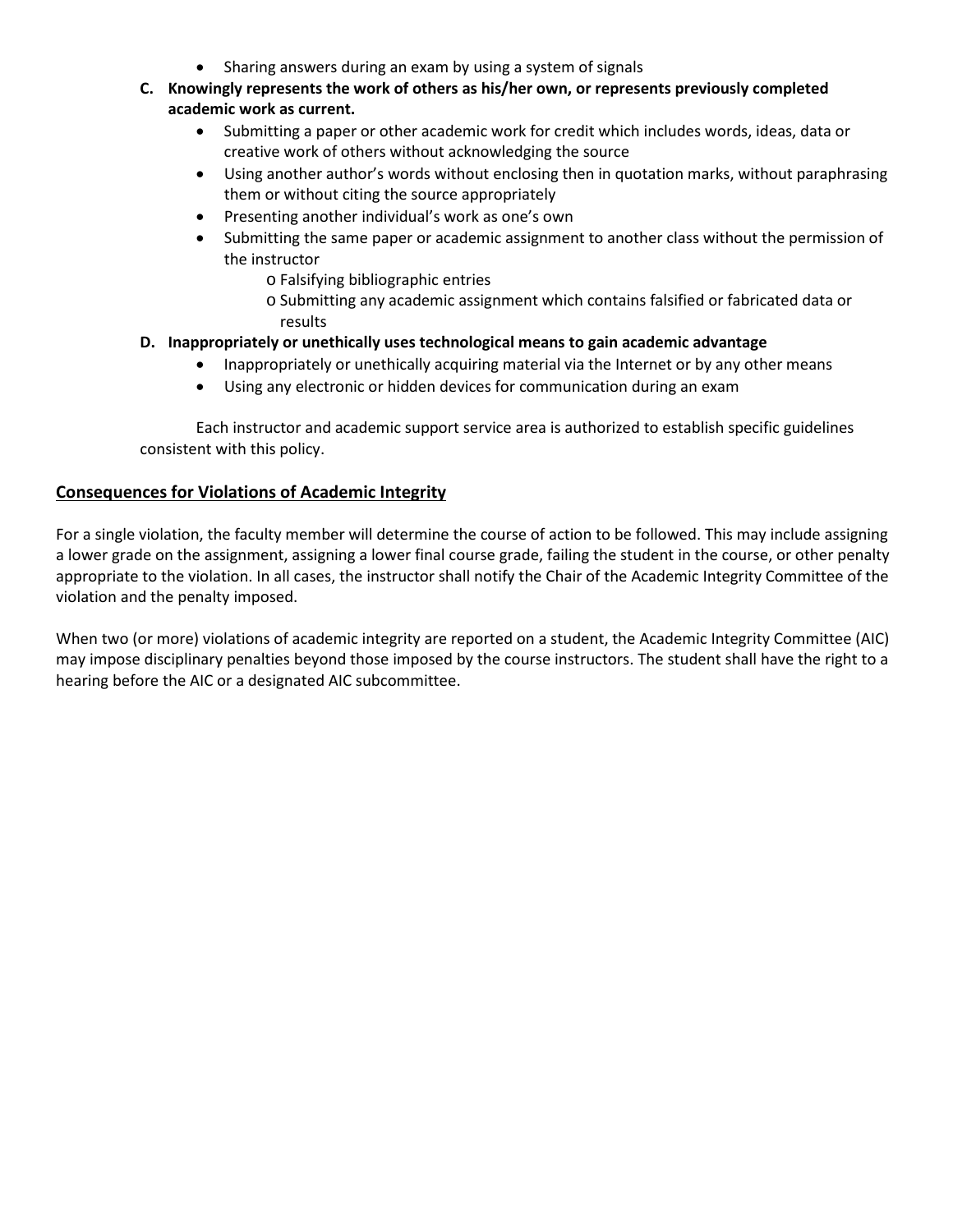- Sharing answers during an exam by using a system of signals

**C. Knowingly represents the work of others as his/her own, or represents previously completed academic work as current.**

- Submitting a paper or other academic work for credit which includes words, ideas, data or creative work of others without acknowledging the source
- Using another author's words without enclosing then in quotation marks, without paraphrasing them or without citing the source appropriately
- Presenting another individual's work as one's own
- Submitting the same paper or academic assignment to another class without the permission of the instructor
  - Falsifying bibliographic entries
  - Submitting any academic assignment which contains falsified or fabricated data or results

**D. Inappropriately or unethically uses technological means to gain academic advantage**

- Inappropriately or unethically acquiring material via the Internet or by any other means
- Using any electronic or hidden devices for communication during an exam

Each instructor and academic support service area is authorized to establish specific guidelines consistent with this policy.

## Consequences for Violations of Academic Integrity

For a single violation, the faculty member will determine the course of action to be followed. This may include assigning a lower grade on the assignment, assigning a lower final course grade, failing the student in the course, or other penalty appropriate to the violation. In all cases, the instructor shall notify the Chair of the Academic Integrity Committee of the violation and the penalty imposed.

When two (or more) violations of academic integrity are reported on a student, the Academic Integrity Committee (AIC) may impose disciplinary penalties beyond those imposed by the course instructors. The student shall have the right to a hearing before the AIC or a designated AIC subcommittee.